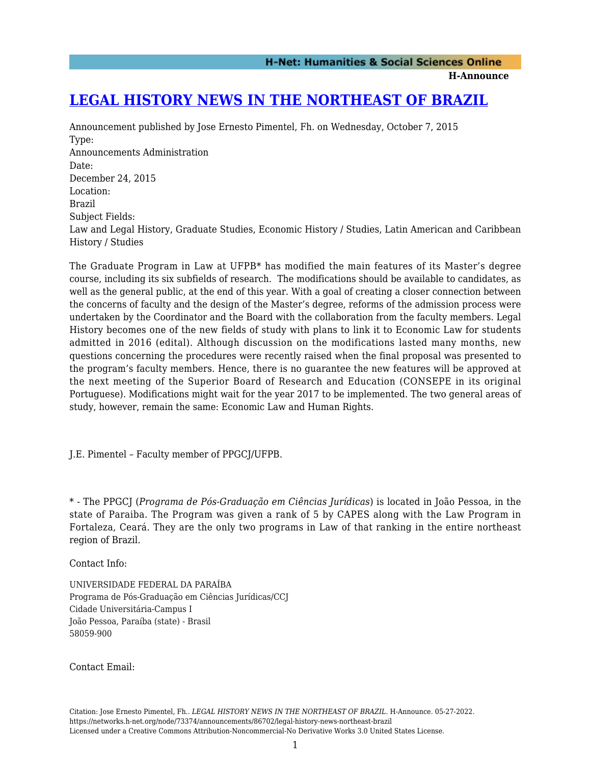# LEGAL HISTORY NEWS IN THE NORTHEAST OF BRAZIL

Announcement published by Jose Ernesto Pimentel, Fh. on Wednesday, October 7, 2015

Type:
Announcements Administration

Date:
December 24, 2015

Location:
Brazil

Subject Fields:
Law and Legal History, Graduate Studies, Economic History / Studies, Latin American and Caribbean History / Studies

The Graduate Program in Law at UFPB* has modified the main features of its Master's degree course, including its six subfields of research. The modifications should be available to candidates, as well as the general public, at the end of this year. With a goal of creating a closer connection between the concerns of faculty and the design of the Master's degree, reforms of the admission process were undertaken by the Coordinator and the Board with the collaboration from the faculty members. Legal History becomes one of the new fields of study with plans to link it to Economic Law for students admitted in 2016 (edital). Although discussion on the modifications lasted many months, new questions concerning the procedures were recently raised when the final proposal was presented to the program's faculty members. Hence, there is no guarantee the new features will be approved at the next meeting of the Superior Board of Research and Education (CONSEPE in its original Portuguese). Modifications might wait for the year 2017 to be implemented. The two general areas of study, however, remain the same: Economic Law and Human Rights.

J.E. Pimentel – Faculty member of PPGCJ/UFPB.

* - The PPGCJ (*Programa de Pós-Graduação em Ciências Jurídicas*) is located in João Pessoa, in the state of Paraiba. The Program was given a rank of 5 by CAPES along with the Law Program in Fortaleza, Ceará. They are the only two programs in Law of that ranking in the entire northeast region of Brazil.

Contact Info:

UNIVERSIDADE FEDERAL DA PARAÍBA
Programa de Pós-Graduação em Ciências Jurídicas/CCJ
Cidade Universitária-Campus I
João Pessoa, Paraíba (state) - Brasil
58059-900

Contact Email:

Citation: Jose Ernesto Pimentel, Fh.. *LEGAL HISTORY NEWS IN THE NORTHEAST OF BRAZIL*. H-Announce. 05-27-2022.
https://networks.h-net.org/node/73374/announcements/86702/legal-history-news-northeast-brazil
Licensed under a Creative Commons Attribution-Noncommercial-No Derivative Works 3.0 United States License.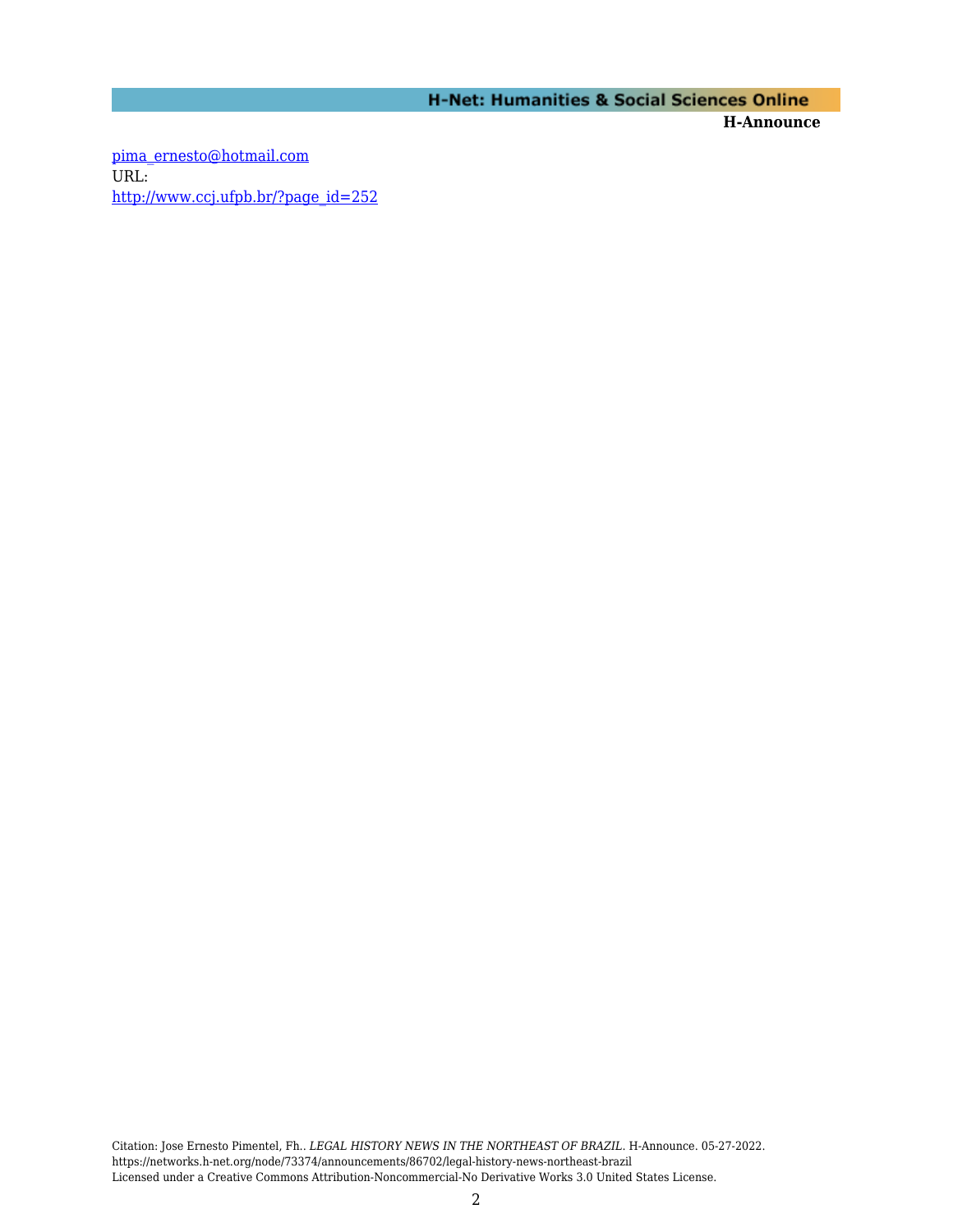pima_ernesto@hotmail.com
URL:
http://www.ccj.ufpb.br/?page_id=252